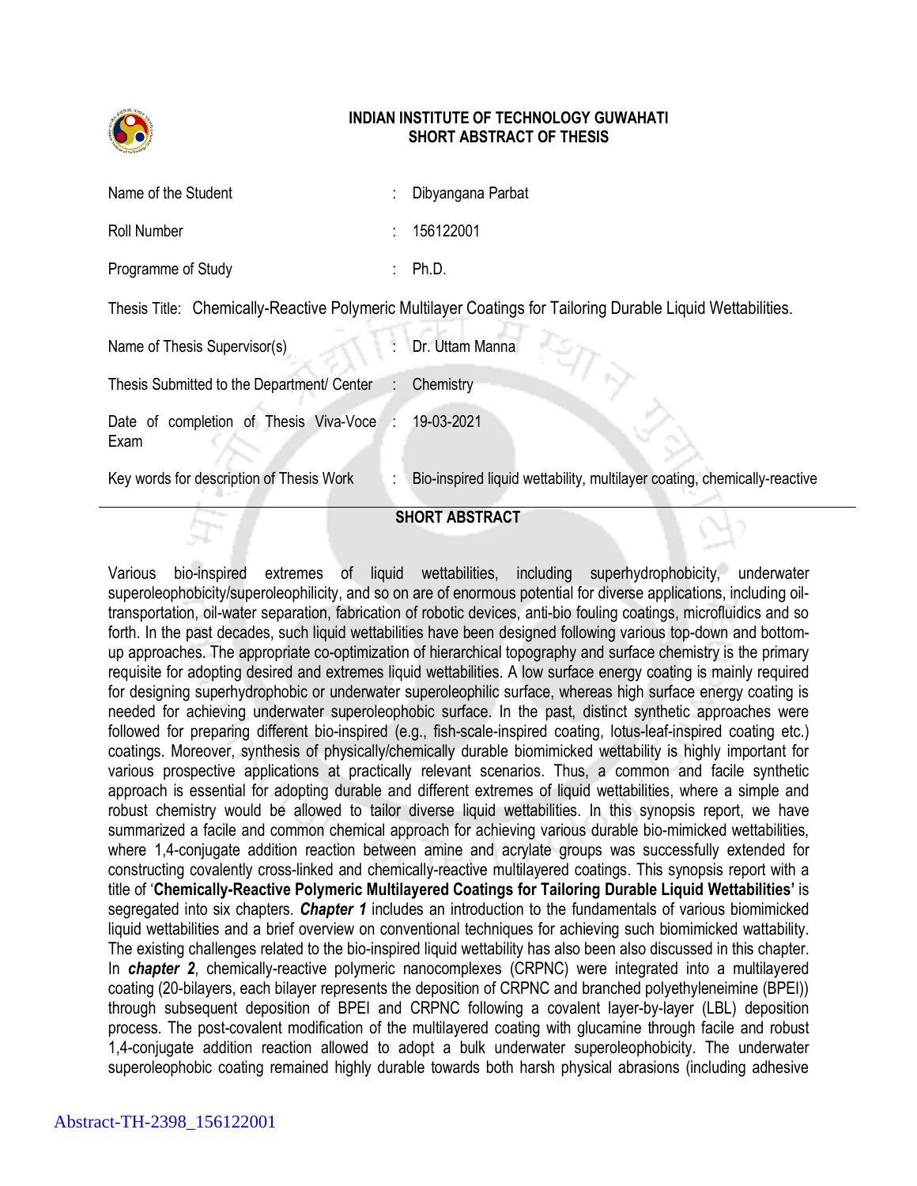**INDIAN INSTITUTE OF TECHNOLOGY GUWAHATI**
**SHORT ABSTRACT OF THESIS**

| | | |
|---|---|---|
| Name of the Student | : | Dibyangana Parbat |
| Roll Number | : | 156122001 |
| Programme of Study | : | Ph.D. |

Thesis Title: Chemically-Reactive Polymeric Multilayer Coatings for Tailoring Durable Liquid Wettabilities.

| | | |
|---|---|---|
| Name of Thesis Supervisor(s) | : | Dr. Uttam Manna |
| Thesis Submitted to the Department/ Center | : | Chemistry |
| Date of completion of Thesis Viva-Voce Exam | : | 19-03-2021 |
| Key words for description of Thesis Work | : | Bio-inspired liquid wettability, multilayer coating, chemically-reactive |

## SHORT ABSTRACT

Various bio-inspired extremes of liquid wettabilities, including superhydrophobicity, underwater superoleophobicity/superoleophilicity, and so on are of enormous potential for diverse applications, including oil-transportation, oil-water separation, fabrication of robotic devices, anti-bio fouling coatings, microfluidics and so forth. In the past decades, such liquid wettabilities have been designed following various top-down and bottom-up approaches. The appropriate co-optimization of hierarchical topography and surface chemistry is the primary requisite for adopting desired and extremes liquid wettabilities. A low surface energy coating is mainly required for designing superhydrophobic or underwater superoleophilic surface, whereas high surface energy coating is needed for achieving underwater superoleophobic surface. In the past, distinct synthetic approaches were followed for preparing different bio-inspired (e.g., fish-scale-inspired coating, lotus-leaf-inspired coating etc.) coatings. Moreover, synthesis of physically/chemically durable biomimicked wettability is highly important for various prospective applications at practically relevant scenarios. Thus, a common and facile synthetic approach is essential for adopting durable and different extremes of liquid wettabilities, where a simple and robust chemistry would be allowed to tailor diverse liquid wettabilities. In this synopsis report, we have summarized a facile and common chemical approach for achieving various durable bio-mimicked wettabilities, where 1,4-conjugate addition reaction between amine and acrylate groups was successfully extended for constructing covalently cross-linked and chemically-reactive multilayered coatings. This synopsis report with a title of '**Chemically-Reactive Polymeric Multilayered Coatings for Tailoring Durable Liquid Wettabilities'** is segregated into six chapters. ***Chapter 1*** includes an introduction to the fundamentals of various biomimicked liquid wettabilities and a brief overview on conventional techniques for achieving such biomimicked wattability. The existing challenges related to the bio-inspired liquid wettability has also been also discussed in this chapter. In ***chapter 2***, chemically-reactive polymeric nanocomplexes (CRPNC) were integrated into a multilayered coating (20-bilayers, each bilayer represents the deposition of CRPNC and branched polyethyleneimine (BPEI)) through subsequent deposition of BPEI and CRPNC following a covalent layer-by-layer (LBL) deposition process. The post-covalent modification of the multilayered coating with glucamine through facile and robust 1,4-conjugate addition reaction allowed to adopt a bulk underwater superoleophobicity. The underwater superoleophobic coating remained highly durable towards both harsh physical abrasions (including adhesive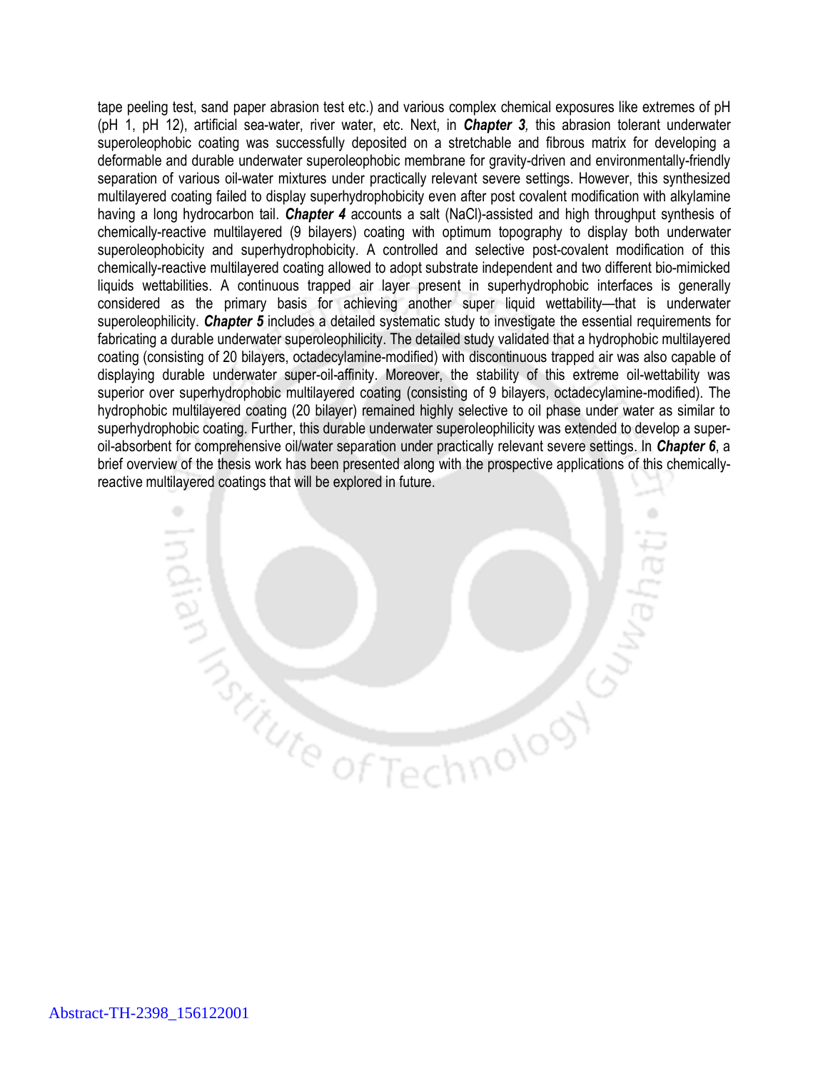tape peeling test, sand paper abrasion test etc.) and various complex chemical exposures like extremes of pH (pH 1, pH 12), artificial sea-water, river water, etc. Next, in ***Chapter 3**,* this abrasion tolerant underwater superoleophobic coating was successfully deposited on a stretchable and fibrous matrix for developing a deformable and durable underwater superoleophobic membrane for gravity-driven and environmentally-friendly separation of various oil-water mixtures under practically relevant severe settings. However, this synthesized multilayered coating failed to display superhydrophobicity even after post covalent modification with alkylamine having a long hydrocarbon tail. ***Chapter 4*** accounts a salt (NaCl)-assisted and high throughput synthesis of chemically-reactive multilayered (9 bilayers) coating with optimum topography to display both underwater superoleophobicity and superhydrophobicity. A controlled and selective post-covalent modification of this chemically-reactive multilayered coating allowed to adopt substrate independent and two different bio-mimicked liquids wettabilities. A continuous trapped air layer present in superhydrophobic interfaces is generally considered as the primary basis for achieving another super liquid wettability—that is underwater superoleophilicity. ***Chapter 5*** includes a detailed systematic study to investigate the essential requirements for fabricating a durable underwater superoleophilicity. The detailed study validated that a hydrophobic multilayered coating (consisting of 20 bilayers, octadecylamine-modified) with discontinuous trapped air was also capable of displaying durable underwater super-oil-affinity. Moreover, the stability of this extreme oil-wettability was superior over superhydrophobic multilayered coating (consisting of 9 bilayers, octadecylamine-modified). The hydrophobic multilayered coating (20 bilayer) remained highly selective to oil phase under water as similar to superhydrophobic coating. Further, this durable underwater superoleophilicity was extended to develop a super-oil-absorbent for comprehensive oil/water separation under practically relevant severe settings. In ***Chapter 6***, a brief overview of the thesis work has been presented along with the prospective applications of this chemically-reactive multilayered coatings that will be explored in future.